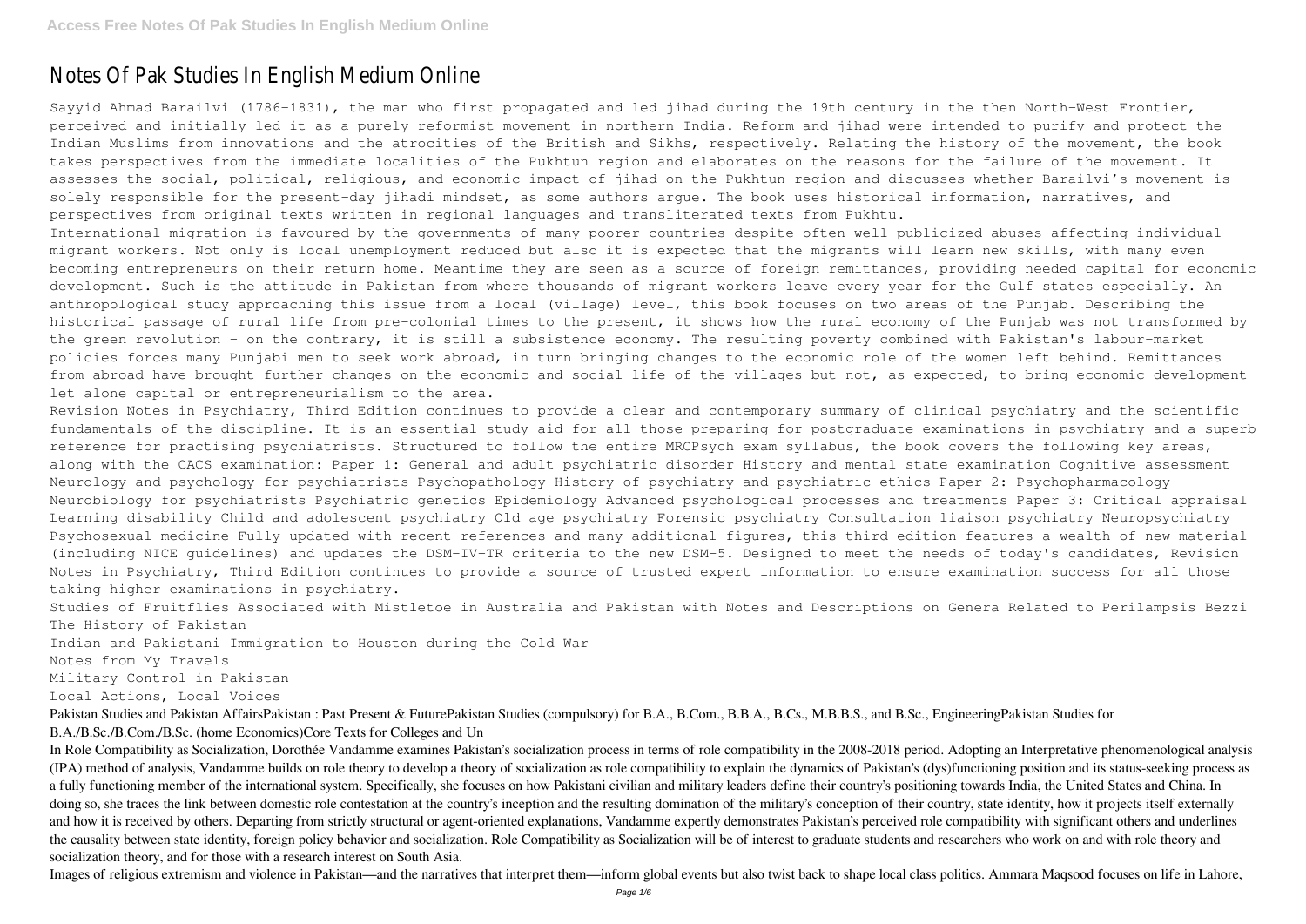# Notes Of Pak Studies In English Medium Online

Sayyid Ahmad Barailvi (1786-1831), the man who first propagated and led jihad during the 19th century in the then North-West Frontier, perceived and initially led it as a purely reformist movement in northern India. Reform and jihad were intended to purify and protect the Indian Muslims from innovations and the atrocities of the British and Sikhs, respectively. Relating the history of the movement, the book takes perspectives from the immediate localities of the Pukhtun region and elaborates on the reasons for the failure of the movement. It assesses the social, political, religious, and economic impact of jihad on the Pukhtun region and discusses whether Barailvi's movement is solely responsible for the present-day jihadi mindset, as some authors argue. The book uses historical information, narratives, and perspectives from original texts written in regional languages and transliterated texts from Pukhtu.

International migration is favoured by the governments of many poorer countries despite often well-publicized abuses affecting individual migrant workers. Not only is local unemployment reduced but also it is expected that the migrants will learn new skills, with many even becoming entrepreneurs on their return home. Meantime they are seen as a source of foreign remittances, providing needed capital for economic development. Such is the attitude in Pakistan from where thousands of migrant workers leave every year for the Gulf states especially. An anthropological study approaching this issue from a local (village) level, this book focuses on two areas of the Punjab. Describing the historical passage of rural life from pre-colonial times to the present, it shows how the rural economy of the Punjab was not transformed by the green revolution - on the contrary, it is still a subsistence economy. The resulting poverty combined with Pakistan's labour-market policies forces many Punjabi men to seek work abroad, in turn bringing changes to the economic role of the women left behind. Remittances from abroad have brought further changes on the economic and social life of the villages but not, as expected, to bring economic development let alone capital or entrepreneurialism to the area.

Revision Notes in Psychiatry, Third Edition continues to provide a clear and contemporary summary of clinical psychiatry and the scientific fundamentals of the discipline. It is an essential study aid for all those preparing for postgraduate examinations in psychiatry and a superb reference for practising psychiatrists. Structured to follow the entire MRCPsych exam syllabus, the book covers the following key areas, along with the CACS examination: Paper 1: General and adult psychiatric disorder History and mental state examination Cognitive assessment Neurology and psychology for psychiatrists Psychopathology History of psychiatry and psychiatric ethics Paper 2: Psychopharmacology Neurobiology for psychiatrists Psychiatric genetics Epidemiology Advanced psychological processes and treatments Paper 3: Critical appraisal Learning disability Child and adolescent psychiatry Old age psychiatry Forensic psychiatry Consultation liaison psychiatry Neuropsychiatry Psychosexual medicine Fully updated with recent references and many additional figures, this third edition features a wealth of new material (including NICE guidelines) and updates the DSM-IV-TR criteria to the new DSM-5. Designed to meet the needs of today's candidates, Revision Notes in Psychiatry, Third Edition continues to provide a source of trusted expert information to ensure examination success for all those taking higher examinations in psychiatry.

Studies of Fruitflies Associated with Mistletoe in Australia and Pakistan with Notes and Descriptions on Genera Related to Perilampsis Bezzi
The History of Pakistan
Indian and Pakistani Immigration to Houston during the Cold War
Notes from My Travels
Military Control in Pakistan
Local Actions, Local Voices

Pakistan Studies and Pakistan AffairsPakistan : Past Present & FuturePakistan Studies (compulsory) for B.A., B.Com., B.B.A., B.Cs., M.B.B.S., and B.Sc., EngineeringPakistan Studies for B.A./B.Sc./B.Com./B.Sc. (home Economics)Core Texts for Colleges and Un

In Role Compatibility as Socialization, Dorothée Vandamme examines Pakistan's socialization process in terms of role compatibility in the 2008-2018 period. Adopting an Interpretative phenomenological analysis (IPA) method of analysis, Vandamme builds on role theory to develop a theory of socialization as role compatibility to explain the dynamics of Pakistan's (dys)functioning position and its status-seeking process as a fully functioning member of the international system. Specifically, she focuses on how Pakistani civilian and military leaders define their country's positioning towards India, the United States and China. In doing so, she traces the link between domestic role contestation at the country's inception and the resulting domination of the military's conception of their country, state identity, how it projects itself externally and how it is received by others. Departing from strictly structural or agent-oriented explanations, Vandamme expertly demonstrates Pakistan's perceived role compatibility with significant others and underlines the causality between state identity, foreign policy behavior and socialization. Role Compatibility as Socialization will be of interest to graduate students and researchers who work on and with role theory and socialization theory, and for those with a research interest on South Asia.

Images of religious extremism and violence in Pakistan—and the narratives that interpret them—inform global events but also twist back to shape local class politics. Ammara Maqsood focuses on life in Lahore,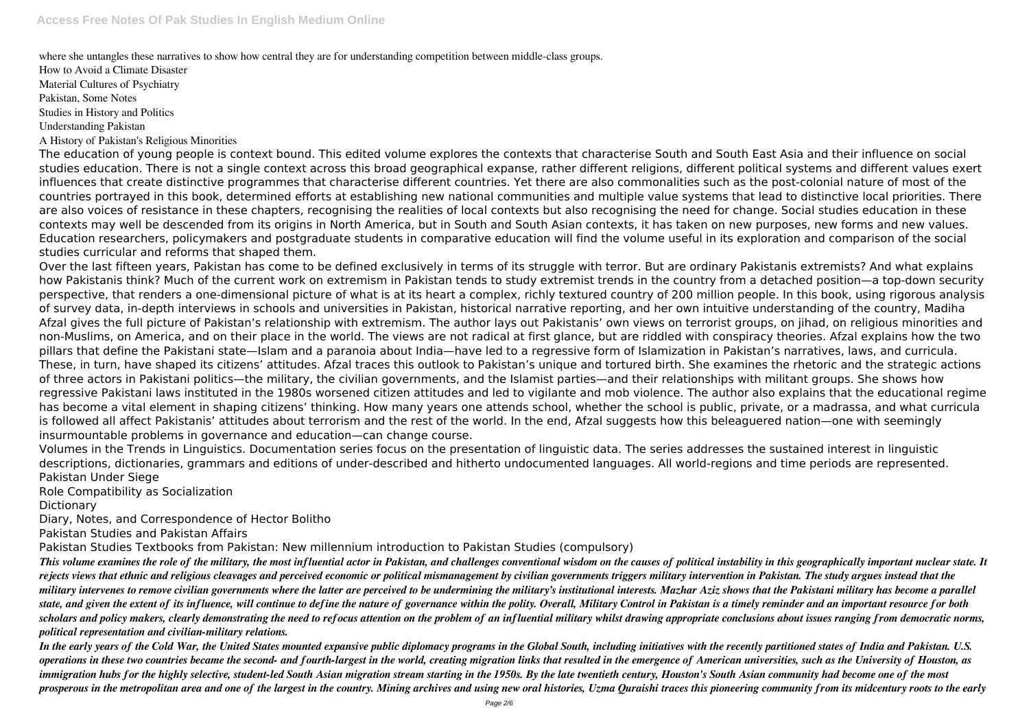where she untangles these narratives to show how central they are for understanding competition between middle-class groups.

How to Avoid a Climate Disaster

Material Cultures of Psychiatry

Pakistan, Some Notes

Studies in History and Politics

Understanding Pakistan

A History of Pakistan's Religious Minorities

The education of young people is context bound. This edited volume explores the contexts that characterise South and South East Asia and their influence on social studies education. There is not a single context across this broad geographical expanse, rather different religions, different political systems and different values exert influences that create distinctive programmes that characterise different countries. Yet there are also commonalities such as the post-colonial nature of most of the countries portrayed in this book, determined efforts at establishing new national communities and multiple value systems that lead to distinctive local priorities. There are also voices of resistance in these chapters, recognising the realities of local contexts but also recognising the need for change. Social studies education in these contexts may well be descended from its origins in North America, but in South and South Asian contexts, it has taken on new purposes, new forms and new values. Education researchers, policymakers and postgraduate students in comparative education will find the volume useful in its exploration and comparison of the social studies curricular and reforms that shaped them.

Over the last fifteen years, Pakistan has come to be defined exclusively in terms of its struggle with terror. But are ordinary Pakistanis extremists? And what explains how Pakistanis think? Much of the current work on extremism in Pakistan tends to study extremist trends in the country from a detached position—a top-down security perspective, that renders a one-dimensional picture of what is at its heart a complex, richly textured country of 200 million people. In this book, using rigorous analysis of survey data, in-depth interviews in schools and universities in Pakistan, historical narrative reporting, and her own intuitive understanding of the country, Madiha Afzal gives the full picture of Pakistan's relationship with extremism. The author lays out Pakistanis' own views on terrorist groups, on jihad, on religious minorities and non-Muslims, on America, and on their place in the world. The views are not radical at first glance, but are riddled with conspiracy theories. Afzal explains how the two pillars that define the Pakistani state—Islam and a paranoia about India—have led to a regressive form of Islamization in Pakistan's narratives, laws, and curricula. These, in turn, have shaped its citizens' attitudes. Afzal traces this outlook to Pakistan's unique and tortured birth. She examines the rhetoric and the strategic actions of three actors in Pakistani politics—the military, the civilian governments, and the Islamist parties—and their relationships with militant groups. She shows how regressive Pakistani laws instituted in the 1980s worsened citizen attitudes and led to vigilante and mob violence. The author also explains that the educational regime has become a vital element in shaping citizens' thinking. How many years one attends school, whether the school is public, private, or a madrassa, and what curricula is followed all affect Pakistanis' attitudes about terrorism and the rest of the world. In the end, Afzal suggests how this beleaguered nation—one with seemingly insurmountable problems in governance and education—can change course.

Volumes in the Trends in Linguistics. Documentation series focus on the presentation of linguistic data. The series addresses the sustained interest in linguistic descriptions, dictionaries, grammars and editions of under-described and hitherto undocumented languages. All world-regions and time periods are represented.

Pakistan Under Siege

Role Compatibility as Socialization

Dictionary

Diary, Notes, and Correspondence of Hector Bolitho

Pakistan Studies and Pakistan Affairs

Pakistan Studies Textbooks from Pakistan: New millennium introduction to Pakistan Studies (compulsory)

*This volume examines the role of the military, the most influential actor in Pakistan, and challenges conventional wisdom on the causes of political instability in this geographically important nuclear state. It rejects views that ethnic and religious cleavages and perceived economic or political mismanagement by civilian governments triggers military intervention in Pakistan. The study argues instead that the military intervenes to remove civilian governments where the latter are perceived to be undermining the military's institutional interests. Mazhar Aziz shows that the Pakistani military has become a parallel state, and given the extent of its influence, will continue to define the nature of governance within the polity. Overall, Military Control in Pakistan is a timely reminder and an important resource for both scholars and policy makers, clearly demonstrating the need to refocus attention on the problem of an influential military whilst drawing appropriate conclusions about issues ranging from democratic norms, political representation and civilian-military relations.*

*In the early years of the Cold War, the United States mounted expansive public diplomacy programs in the Global South, including initiatives with the recently partitioned states of India and Pakistan. U.S. operations in these two countries became the second- and fourth-largest in the world, creating migration links that resulted in the emergence of American universities, such as the University of Houston, as immigration hubs for the highly selective, student-led South Asian migration stream starting in the 1950s. By the late twentieth century, Houston's South Asian community had become one of the most prosperous in the metropolitan area and one of the largest in the country. Mining archives and using new oral histories, Uzma Quraishi traces this pioneering community from its midcentury roots to the early*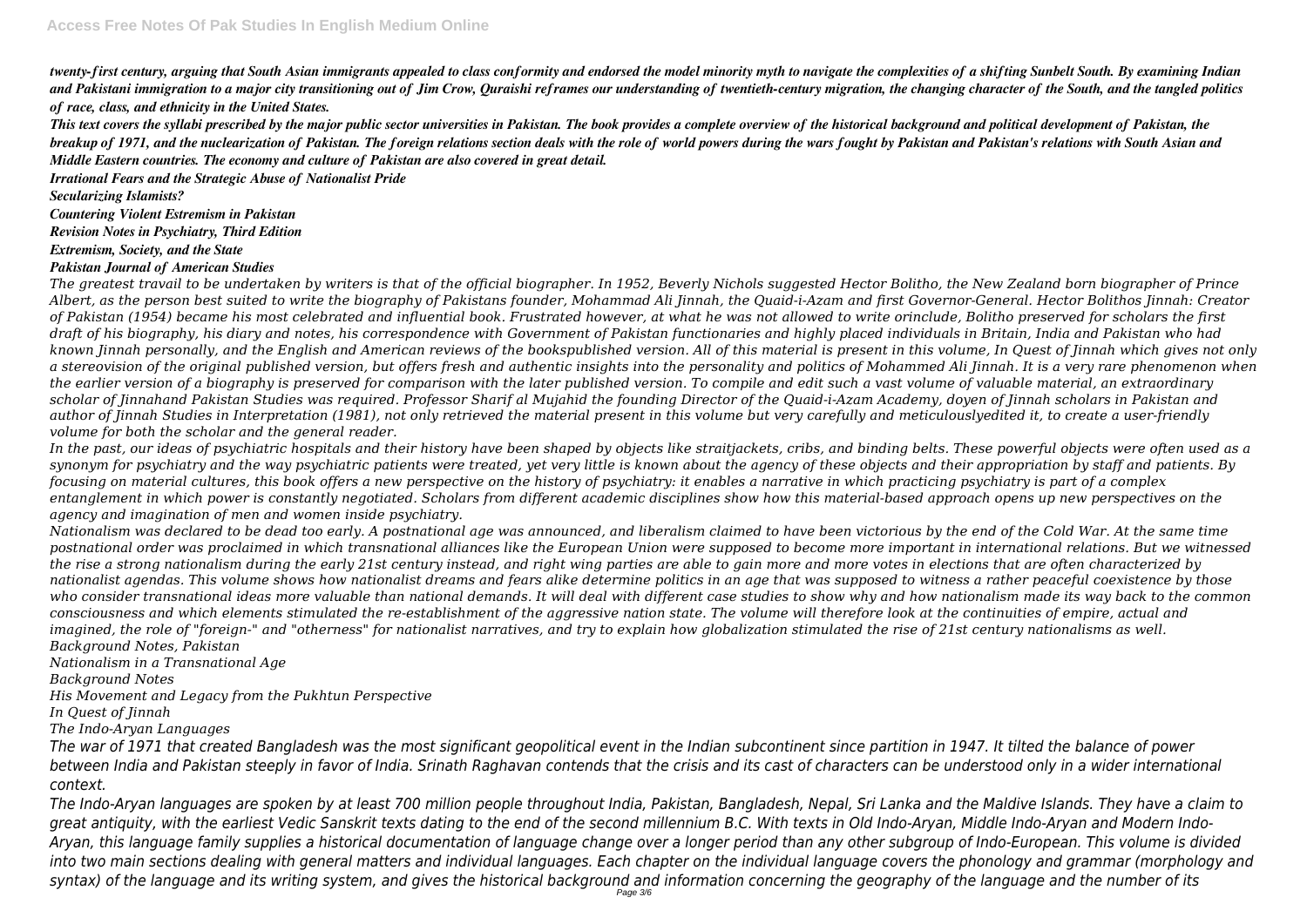*twenty-first century, arguing that South Asian immigrants appealed to class conformity and endorsed the model minority myth to navigate the complexities of a shifting Sunbelt South. By examining Indian and Pakistani immigration to a major city transitioning out of Jim Crow, Quraishi reframes our understanding of twentieth-century migration, the changing character of the South, and the tangled politics of race, class, and ethnicity in the United States.*

*This text covers the syllabi prescribed by the major public sector universities in Pakistan. The book provides a complete overview of the historical background and political development of Pakistan, the breakup of 1971, and the nuclearization of Pakistan. The foreign relations section deals with the role of world powers during the wars fought by Pakistan and Pakistan's relations with South Asian and Middle Eastern countries. The economy and culture of Pakistan are also covered in great detail.*

*Irrational Fears and the Strategic Abuse of Nationalist Pride*

*Secularizing Islamists?*

*Countering Violent Estremism in Pakistan*

*Revision Notes in Psychiatry, Third Edition*

*Extremism, Society, and the State*

*Pakistan Journal of American Studies*

*The greatest travail to be undertaken by writers is that of the official biographer. In 1952, Beverly Nichols suggested Hector Bolitho, the New Zealand born biographer of Prince Albert, as the person best suited to write the biography of Pakistans founder, Mohammad Ali Jinnah, the Quaid-i-Azam and first Governor-General. Hector Bolithos Jinnah: Creator of Pakistan (1954) became his most celebrated and influential book. Frustrated however, at what he was not allowed to write orinclude, Bolitho preserved for scholars the first draft of his biography, his diary and notes, his correspondence with Government of Pakistan functionaries and highly placed individuals in Britain, India and Pakistan who had known Jinnah personally, and the English and American reviews of the bookspublished version. All of this material is present in this volume, In Quest of Jinnah which gives not only a stereovision of the original published version, but offers fresh and authentic insights into the personality and politics of Mohammed Ali Jinnah. It is a very rare phenomenon when the earlier version of a biography is preserved for comparison with the later published version. To compile and edit such a vast volume of valuable material, an extraordinary scholar of Jinnahand Pakistan Studies was required. Professor Sharif al Mujahid the founding Director of the Quaid-i-Azam Academy, doyen of Jinnah scholars in Pakistan and author of Jinnah Studies in Interpretation (1981), not only retrieved the material present in this volume but very carefully and meticulouslyedited it, to create a user-friendly volume for both the scholar and the general reader.*

*In the past, our ideas of psychiatric hospitals and their history have been shaped by objects like straitjackets, cribs, and binding belts. These powerful objects were often used as a synonym for psychiatry and the way psychiatric patients were treated, yet very little is known about the agency of these objects and their appropriation by staff and patients. By focusing on material cultures, this book offers a new perspective on the history of psychiatry: it enables a narrative in which practicing psychiatry is part of a complex entanglement in which power is constantly negotiated. Scholars from different academic disciplines show how this material-based approach opens up new perspectives on the agency and imagination of men and women inside psychiatry.*

*Nationalism was declared to be dead too early. A postnational age was announced, and liberalism claimed to have been victorious by the end of the Cold War. At the same time postnational order was proclaimed in which transnational alliances like the European Union were supposed to become more important in international relations. But we witnessed the rise a strong nationalism during the early 21st century instead, and right wing parties are able to gain more and more votes in elections that are often characterized by nationalist agendas. This volume shows how nationalist dreams and fears alike determine politics in an age that was supposed to witness a rather peaceful coexistence by those who consider transnational ideas more valuable than national demands. It will deal with different case studies to show why and how nationalism made its way back to the common consciousness and which elements stimulated the re-establishment of the aggressive nation state. The volume will therefore look at the continuities of empire, actual and imagined, the role of "foreign-" and "otherness" for nationalist narratives, and try to explain how globalization stimulated the rise of 21st century nationalisms as well.*

*Background Notes, Pakistan*

*Nationalism in a Transnational Age*

*Background Notes*

*His Movement and Legacy from the Pukhtun Perspective*

*In Quest of Jinnah*

*The Indo-Aryan Languages*

*The war of 1971 that created Bangladesh was the most significant geopolitical event in the Indian subcontinent since partition in 1947. It tilted the balance of power between India and Pakistan steeply in favor of India. Srinath Raghavan contends that the crisis and its cast of characters can be understood only in a wider international context.*

*The Indo-Aryan languages are spoken by at least 700 million people throughout India, Pakistan, Bangladesh, Nepal, Sri Lanka and the Maldive Islands. They have a claim to great antiquity, with the earliest Vedic Sanskrit texts dating to the end of the second millennium B.C. With texts in Old Indo-Aryan, Middle Indo-Aryan and Modern Indo-Aryan, this language family supplies a historical documentation of language change over a longer period than any other subgroup of Indo-European. This volume is divided into two main sections dealing with general matters and individual languages. Each chapter on the individual language covers the phonology and grammar (morphology and syntax) of the language and its writing system, and gives the historical background and information concerning the geography of the language and the number of its*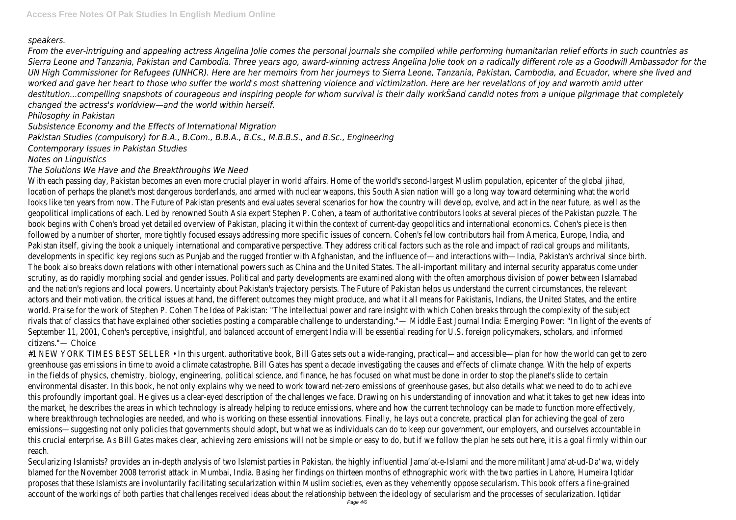*speakers.*

*From the ever-intriguing and appealing actress Angelina Jolie comes the personal journals she compiled while performing humanitarian relief efforts in such countries as Sierra Leone and Tanzania, Pakistan and Cambodia. Three years ago, award-winning actress Angelina Jolie took on a radically different role as a Goodwill Ambassador for the UN High Commissioner for Refugees (UNHCR). Here are her memoirs from her journeys to Sierra Leone, Tanzania, Pakistan, Cambodia, and Ecuador, where she lived and worked and gave her heart to those who suffer the world's most shattering violence and victimization. Here are her revelations of joy and warmth amid utter destitution...compelling snapshots of courageous and inspiring people for whom survival is their daily workŠand candid notes from a unique pilgrimage that completely changed the actress's worldview—and the world within herself.*

*Philosophy in Pakistan*

*Subsistence Economy and the Effects of International Migration*

*Pakistan Studies (compulsory) for B.A., B.Com., B.B.A., B.Cs., M.B.B.S., and B.Sc., Engineering*

*Contemporary Issues in Pakistan Studies*

*Notes on Linguistics*

*The Solutions We Have and the Breakthroughs We Need*

With each passing day, Pakistan becomes an even more crucial player in world affairs. Home of the world's second-largest Muslim population, epicenter of the global jihad, location of perhaps the planet's most dangerous borderlands, and armed with nuclear weapons, this South Asian nation will go a long way toward determining what the world looks like ten years from now. The Future of Pakistan presents and evaluates several scenarios for how the country will develop, evolve, and act in the near future, as well as the geopolitical implications of each. Led by renowned South Asia expert Stephen P. Cohen, a team of authoritative contributors looks at several pieces of the Pakistan puzzle. The book begins with Cohen's broad yet detailed overview of Pakistan, placing it within the context of current-day geopolitics and international economics. Cohen's piece is then followed by a number of shorter, more tightly focused essays addressing more specific issues of concern. Cohen's fellow contributors hail from America, Europe, India, and Pakistan itself, giving the book a uniquely international and comparative perspective. They address critical factors such as the role and impact of radical groups and militants, developments in specific key regions such as Punjab and the rugged frontier with Afghanistan, and the influence of—and interactions with—India, Pakistan's archrival since birth. The book also breaks down relations with other international powers such as China and the United States. The all-important military and internal security apparatus come under scrutiny, as do rapidly morphing social and gender issues. Political and party developments are examined along with the often amorphous division of power between Islamabad and the nation's regions and local powers. Uncertainty about Pakistan's trajectory persists. The Future of Pakistan helps us understand the current circumstances, the relevant actors and their motivation, the critical issues at hand, the different outcomes they might produce, and what it all means for Pakistanis, Indians, the United States, and the entire world. Praise for the work of Stephen P. Cohen The Idea of Pakistan: "The intellectual power and rare insight with which Cohen breaks through the complexity of the subject rivals that of classics that have explained other societies posting a comparable challenge to understanding."— Middle East Journal India: Emerging Power: "In light of the events of September 11, 2001, Cohen's perceptive, insightful, and balanced account of emergent India will be essential reading for U.S. foreign policymakers, scholars, and informed citizens."— Choice

#1 NEW YORK TIMES BEST SELLER • In this urgent, authoritative book, Bill Gates sets out a wide-ranging, practical—and accessible—plan for how the world can get to zero greenhouse gas emissions in time to avoid a climate catastrophe. Bill Gates has spent a decade investigating the causes and effects of climate change. With the help of experts in the fields of physics, chemistry, biology, engineering, political science, and finance, he has focused on what must be done in order to stop the planet's slide to certain environmental disaster. In this book, he not only explains why we need to work toward net-zero emissions of greenhouse gases, but also details what we need to do to achieve this profoundly important goal. He gives us a clear-eyed description of the challenges we face. Drawing on his understanding of innovation and what it takes to get new ideas into the market, he describes the areas in which technology is already helping to reduce emissions, where and how the current technology can be made to function more effectively, where breakthrough technologies are needed, and who is working on these essential innovations. Finally, he lays out a concrete, practical plan for achieving the goal of zero emissions—suggesting not only policies that governments should adopt, but what we as individuals can do to keep our government, our employers, and ourselves accountable in this crucial enterprise. As Bill Gates makes clear, achieving zero emissions will not be simple or easy to do, but if we follow the plan he sets out here, it is a goal firmly within our reach.

Secularizing Islamists? provides an in-depth analysis of two Islamist parties in Pakistan, the highly influential Jama'at-e-Islami and the more militant Jama'at-ud-Da'wa, widely blamed for the November 2008 terrorist attack in Mumbai, India. Basing her findings on thirteen months of ethnographic work with the two parties in Lahore, Humeira Iqtidar proposes that these Islamists are involuntarily facilitating secularization within Muslim societies, even as they vehemently oppose secularism. This book offers a fine-grained account of the workings of both parties that challenges received ideas about the relationship between the ideology of secularism and the processes of secularization. Iqtidar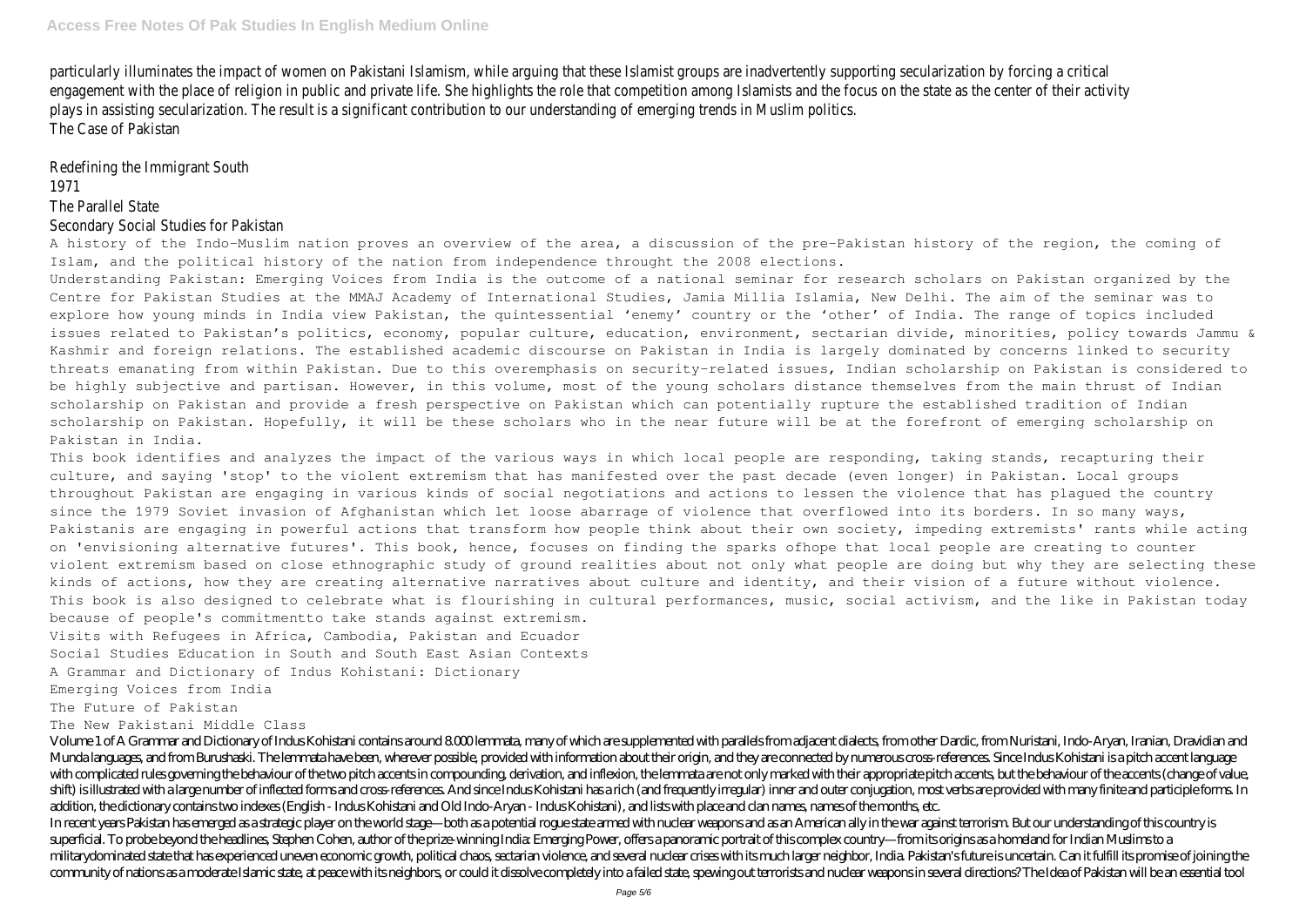particularly illuminates the impact of women on Pakistani Islamism, while arguing that these Islamist groups are inadvertently supporting secularization by forcing a critical engagement with the place of religion in public and private life. She highlights the role that competition among Islamists and the focus on the state as the center of their activity plays in assisting secularization. The result is a significant contribution to our understanding of emerging trends in Muslim politics.

The Case of Pakistan

Redefining the Immigrant South

1971

The Parallel State

Secondary Social Studies for Pakistan

A history of the Indo-Muslim nation proves an overview of the area, a discussion of the pre-Pakistan history of the region, the coming of Islam, and the political history of the nation from independence throught the 2008 elections.

Understanding Pakistan: Emerging Voices from India is the outcome of a national seminar for research scholars on Pakistan organized by the Centre for Pakistan Studies at the MMAJ Academy of International Studies, Jamia Millia Islamia, New Delhi. The aim of the seminar was to explore how young minds in India view Pakistan, the quintessential 'enemy' country or the 'other' of India. The range of topics included issues related to Pakistan's politics, economy, popular culture, education, environment, sectarian divide, minorities, policy towards Jammu & Kashmir and foreign relations. The established academic discourse on Pakistan in India is largely dominated by concerns linked to security threats emanating from within Pakistan. Due to this overemphasis on security-related issues, Indian scholarship on Pakistan is considered to be highly subjective and partisan. However, in this volume, most of the young scholars distance themselves from the main thrust of Indian scholarship on Pakistan and provide a fresh perspective on Pakistan which can potentially rupture the established tradition of Indian scholarship on Pakistan. Hopefully, it will be these scholars who in the near future will be at the forefront of emerging scholarship on Pakistan in India.

This book identifies and analyzes the impact of the various ways in which local people are responding, taking stands, recapturing their culture, and saying 'stop' to the violent extremism that has manifested over the past decade (even longer) in Pakistan. Local groups throughout Pakistan are engaging in various kinds of social negotiations and actions to lessen the violence that has plagued the country since the 1979 Soviet invasion of Afghanistan which let loose abarrage of violence that overflowed into its borders. In so many ways, Pakistanis are engaging in powerful actions that transform how people think about their own society, impeding extremists' rants while acting on 'envisioning alternative futures'. This book, hence, focuses on finding the sparks ofhope that local people are creating to counter violent extremism based on close ethnographic study of ground realities about not only what people are doing but why they are selecting these kinds of actions, how they are creating alternative narratives about culture and identity, and their vision of a future without violence. This book is also designed to celebrate what is flourishing in cultural performances, music, social activism, and the like in Pakistan today because of people's commitmentto take stands against extremism.

Visits with Refugees in Africa, Cambodia, Pakistan and Ecuador

Social Studies Education in South and South East Asian Contexts

A Grammar and Dictionary of Indus Kohistani: Dictionary

Emerging Voices from India

The Future of Pakistan

The New Pakistani Middle Class

Volume 1 of A Grammar and Dictionary of Indus Kohistani contains around 8.000 lemmata, many of which are supplemented with parallels from adjacent dialects, from other Dardic, from Nuristani, Indo-Aryan, Iranian, Dravidian and Munda languages, and from Burushaski. The lemmata have been, wherever possible, provided with information about their origin, and they are connected by numerous cross-references. Since Indus Kohistani is a pitch accent language with complicated rules governing the behaviour of the two pitch accents in compounding, derivation, and inflexion, the lemmata are not only marked with their appropriate pitch accents, but the behaviour of the accents (change of value, shift) is illustrated with a large number of inflected forms and cross-references. And since Indus Kohistani has a rich (and frequently irregular) inner and outer conjugation, most verbs are provided with many finite and participle forms. In addition, the dictionary contains two indexes (English - Indus Kohistani and Old Indo-Aryan - Indus Kohistani), and lists with place and clan names, names of the months, etc.

In recent years Pakistan has emerged as a strategic player on the world stage—both as a potential rogue state armed with nuclear weapons and as an American ally in the war against terrorism. But our understanding of this country is superficial. To probe beyond the headlines, Stephen Cohen, author of the prize-winning India: Emerging Power, offers a panoramic portrait of this complex country—from its origins as a homeland for Indian Muslims to a militarydominated state that has experienced uneven economic growth, political chaos, sectarian violence, and several nuclear crises with its much larger neighbor, India. Pakistan's future is uncertain. Can it fulfill its promise of joining the community of nations as a moderate Islamic state, at peace with its neighbors, or could it dissolve completely into a failed state, spewing out terrorists and nuclear weapons in several directions? The Idea of Pakistan will be an essential tool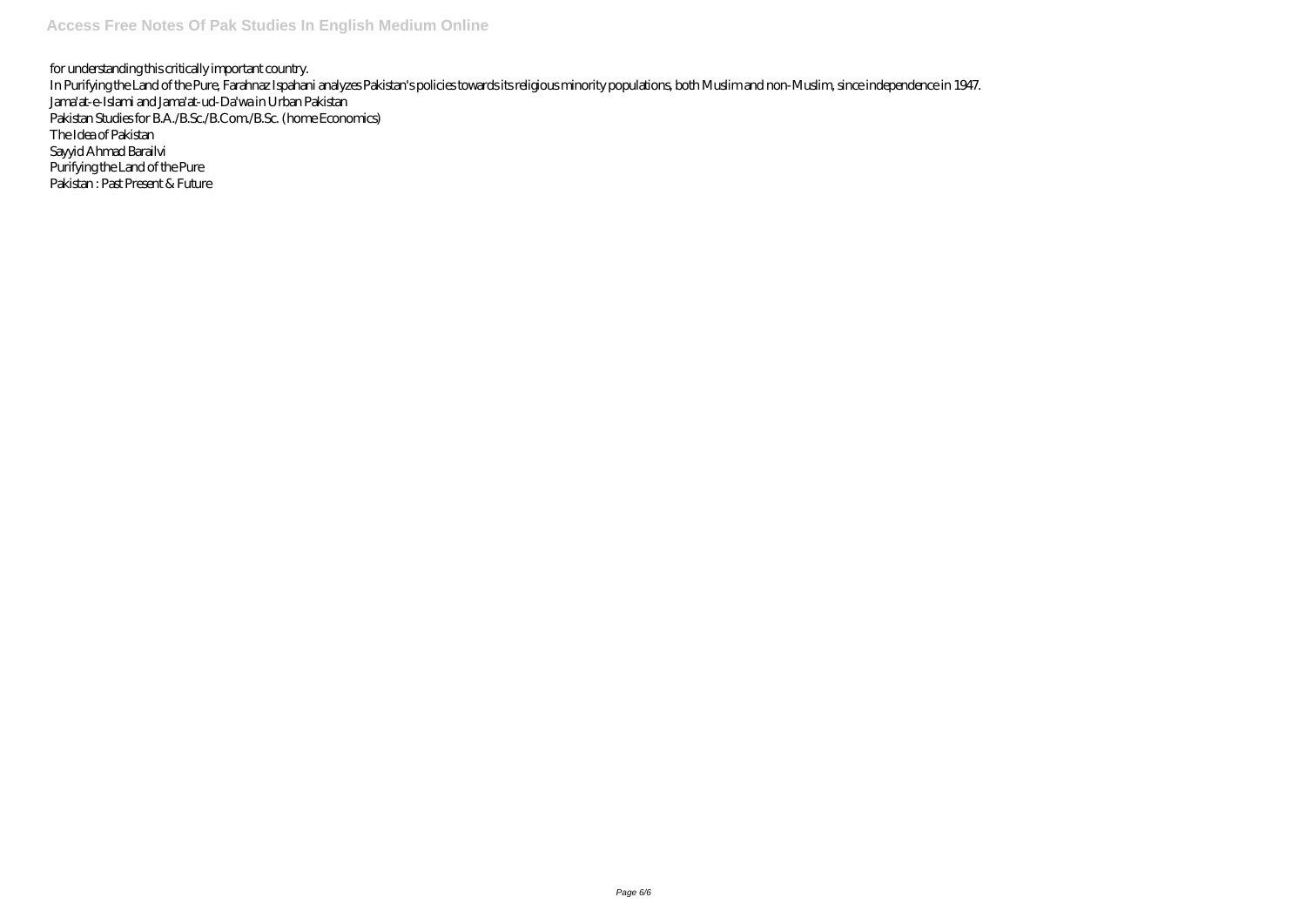for understanding this critically important country.

In Purifying the Land of the Pure, Farahnaz Ispahani analyzes Pakistan's policies towards its religious minority populations, both Muslim and non-Muslim, since independence in 1947.

Jama'at-e-Islami and Jama'at-ud-Da'wa in Urban Pakistan

Pakistan Studies for B.A./B.Sc./B.Com./B.Sc. (home Economics)

The Idea of Pakistan

Sayyid Ahmad Barailvi

Purifying the Land of the Pure

Pakistan : Past Present & Future